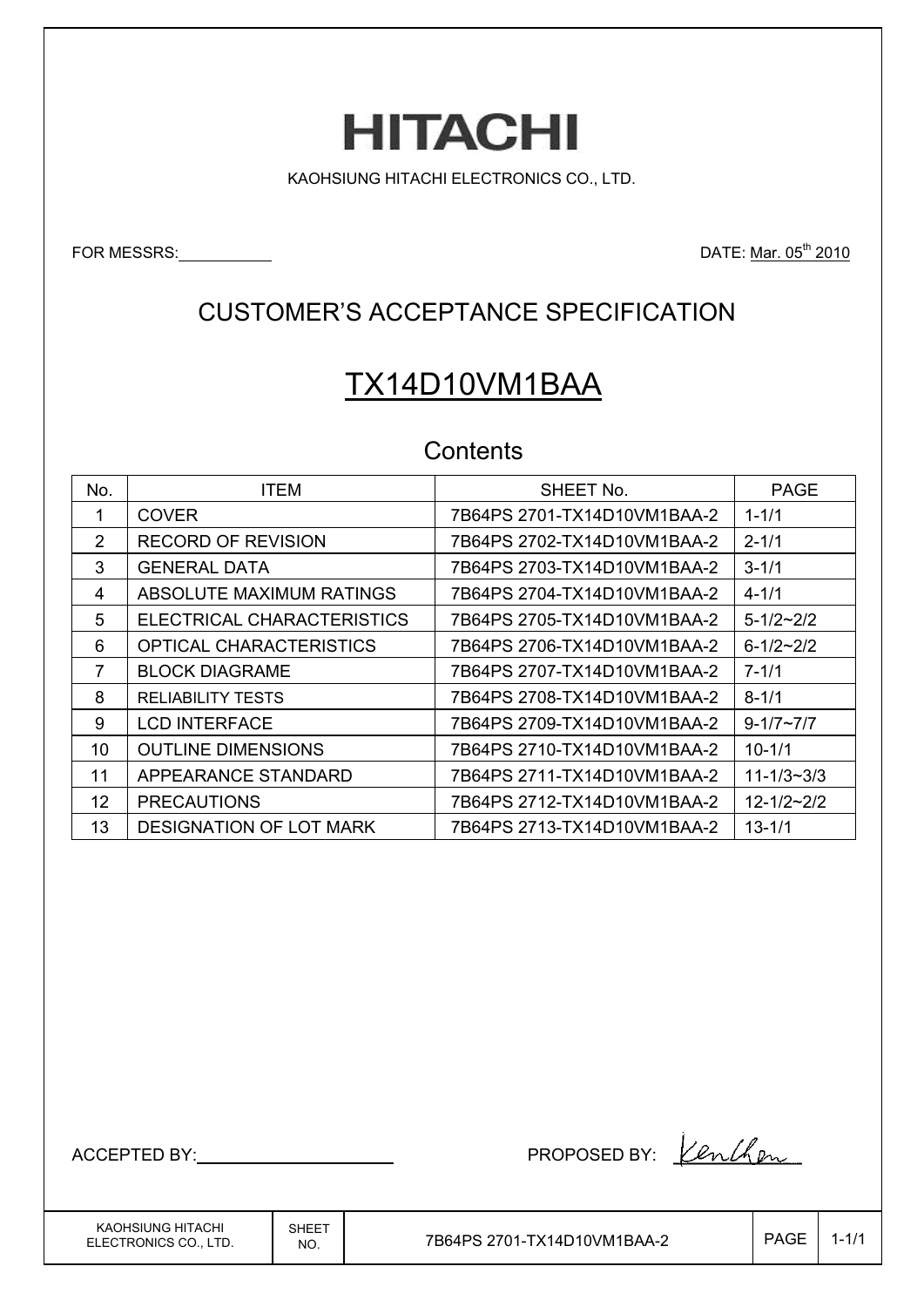# HITACHI

KAOHSIUNG HITACHI ELECTRONICS CO., LTD.

FOR MESSRS:

DATE: Mar. 05th 2010

## CUSTOMER'S ACCEPTANCE SPECIFICATION

# TX14D10VM1BAA

### Contents

| No. | ITEM | SHEET No. | PAGE |
|---|---|---|---|
| 1 | COVER | 7B64PS 2701-TX14D10VM1BAA-2 | 1-1/1 |
| 2 | RECORD OF REVISION | 7B64PS 2702-TX14D10VM1BAA-2 | 2-1/1 |
| 3 | GENERAL DATA | 7B64PS 2703-TX14D10VM1BAA-2 | 3-1/1 |
| 4 | ABSOLUTE MAXIMUM RATINGS | 7B64PS 2704-TX14D10VM1BAA-2 | 4-1/1 |
| 5 | ELECTRICAL CHARACTERISTICS | 7B64PS 2705-TX14D10VM1BAA-2 | 5-1/2~2/2 |
| 6 | OPTICAL CHARACTERISTICS | 7B64PS 2706-TX14D10VM1BAA-2 | 6-1/2~2/2 |
| 7 | BLOCK DIAGRAME | 7B64PS 2707-TX14D10VM1BAA-2 | 7-1/1 |
| 8 | RELIABILITY TESTS | 7B64PS 2708-TX14D10VM1BAA-2 | 8-1/1 |
| 9 | LCD INTERFACE | 7B64PS 2709-TX14D10VM1BAA-2 | 9-1/7~7/7 |
| 10 | OUTLINE DIMENSIONS | 7B64PS 2710-TX14D10VM1BAA-2 | 10-1/1 |
| 11 | APPEARANCE STANDARD | 7B64PS 2711-TX14D10VM1BAA-2 | 11-1/3~3/3 |
| 12 | PRECAUTIONS | 7B64PS 2712-TX14D10VM1BAA-2 | 12-1/2~2/2 |
| 13 | DESIGNATION OF LOT MARK | 7B64PS 2713-TX14D10VM1BAA-2 | 13-1/1 |

ACCEPTED BY:

PROPOSED BY: Kenchen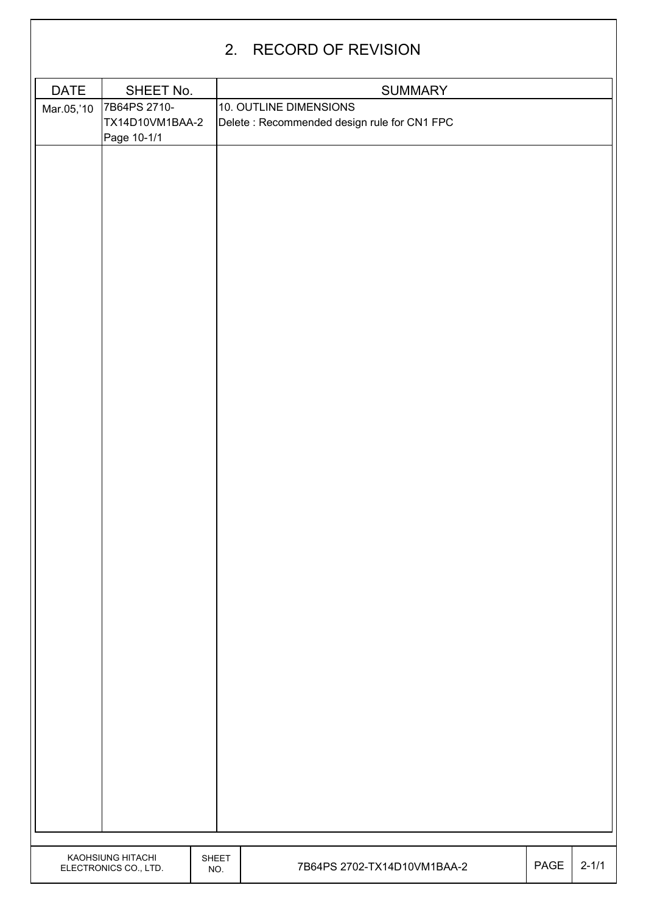# 2. RECORD OF REVISION

| DATE | SHEET No. | SUMMARY |
|---|---|---|
| Mar.05,'10 | 7B64PS 2710-TX14D10VM1BAA-2 Page 10-1/1 | 10. OUTLINE DIMENSIONS<br>Delete : Recommended design rule for CN1 FPC |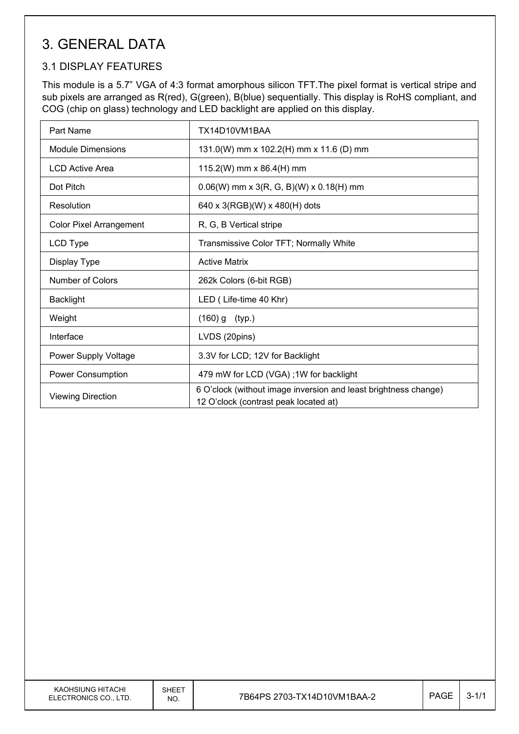# 3. GENERAL DATA

## 3.1 DISPLAY FEATURES

This module is a 5.7" VGA of 4:3 format amorphous silicon TFT.The pixel format is vertical stripe and sub pixels are arranged as R(red), G(green), B(blue) sequentially. This display is RoHS compliant, and COG (chip on glass) technology and LED backlight are applied on this display.

| Part Name | TX14D10VM1BAA |
|---|---|
| Module Dimensions | 131.0(W) mm x 102.2(H) mm x 11.6 (D) mm |
| LCD Active Area | 115.2(W) mm x 86.4(H) mm |
| Dot Pitch | 0.06(W) mm x 3(R, G, B)(W) x 0.18(H) mm |
| Resolution | 640 x 3(RGB)(W) x 480(H) dots |
| Color Pixel Arrangement | R, G, B Vertical stripe |
| LCD Type | Transmissive Color TFT; Normally White |
| Display Type | Active Matrix |
| Number of Colors | 262k Colors (6-bit RGB) |
| Backlight | LED ( Life-time 40 Khr) |
| Weight | (160) g (typ.) |
| Interface | LVDS (20pins) |
| Power Supply Voltage | 3.3V for LCD; 12V for Backlight |
| Power Consumption | 479 mW for LCD (VGA) ;1W for backlight |
| Viewing Direction | 6 O'clock (without image inversion and least brightness change)<br>12 O'clock (contrast peak located at) |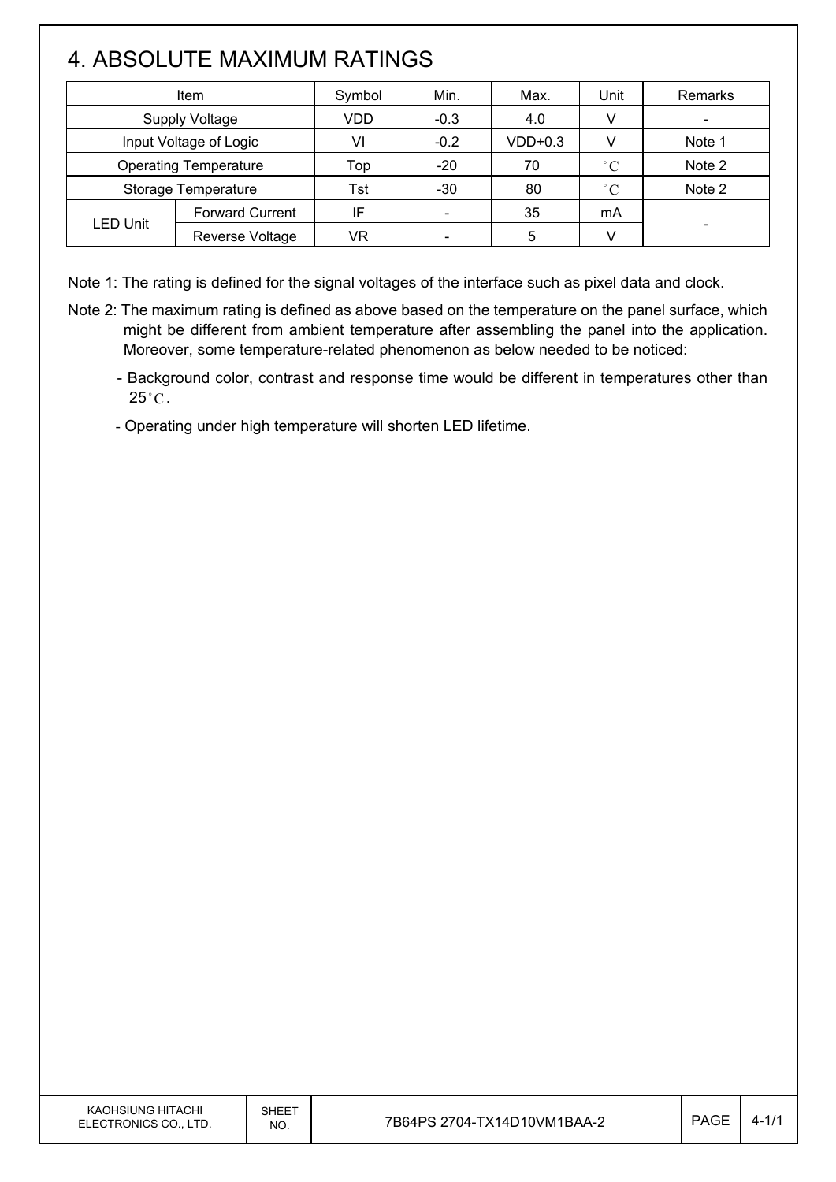# 4. ABSOLUTE MAXIMUM RATINGS

| Item | | Symbol | Min. | Max. | Unit | Remarks |
|---|---|---|---|---|---|---|
| Supply Voltage | | VDD | -0.3 | 4.0 | V | - |
| Input Voltage of Logic | | VI | -0.2 | VDD+0.3 | V | Note 1 |
| Operating Temperature | | Top | -20 | 70 | °C | Note 2 |
| Storage Temperature | | Tst | -30 | 80 | °C | Note 2 |
| LED Unit | Forward Current | IF | - | 35 | mA | - |
| | Reverse Voltage | VR | - | 5 | V | |

Note 1: The rating is defined for the signal voltages of the interface such as pixel data and clock.

Note 2: The maximum rating is defined as above based on the temperature on the panel surface, which might be different from ambient temperature after assembling the panel into the application. Moreover, some temperature-related phenomenon as below needed to be noticed:

- Background color, contrast and response time would be different in temperatures other than 25°C.
- Operating under high temperature will shorten LED lifetime.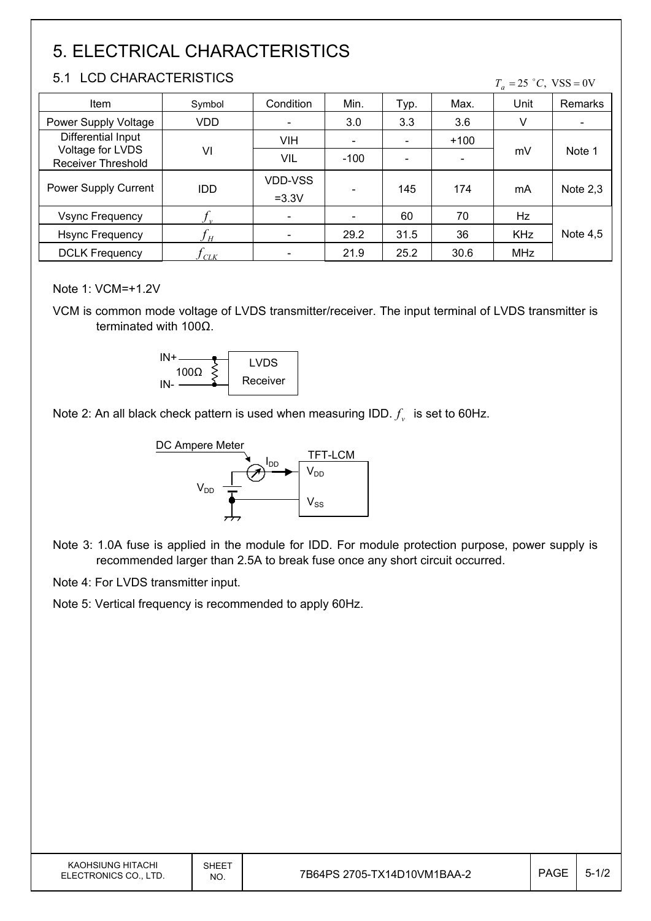// Thinking-state: `# 5. ELECTRICAL CHARACTERISTICS` — heading transcribed as shown on page.
# 5. ELECTRICAL CHARACTERISTICS

## 5.1 LCD CHARACTERISTICS

$T_a = 25\ ^\circ C,\ \mathrm{VSS} = 0\mathrm{V}$

| Item | Symbol | Condition | Min. | Typ. | Max. | Unit | Remarks |
|---|---|---|---|---|---|---|---|
| Power Supply Voltage | VDD | - | 3.0 | 3.3 | 3.6 | V | - |
| Differential Input Voltage for LVDS Receiver Threshold | VI | VIH | - | - | +100 | mV | Note 1 |
| | | VIL | -100 | - | - | | |
| Power Supply Current | IDD | VDD-VSS =3.3V | - | 145 | 174 | mA | Note 2,3 |
| Vsync Frequency | $f_v$ | - | - | 60 | 70 | Hz | Note 4,5 |
| Hsync Frequency | $f_H$ | - | 29.2 | 31.5 | 36 | KHz | |
| DCLK Frequency | $f_{CLK}$ | - | 21.9 | 25.2 | 30.6 | MHz | |

Note 1: VCM=+1.2V

VCM is common mode voltage of LVDS transmitter/receiver. The input terminal of LVDS transmitter is terminated with 100Ω.

IN+ 100Ω IN- LVDS Receiver

Note 2: An all black check pattern is used when measuring IDD. $f_v$ is set to 60Hz.

DC Ampere Meter $I_{DD}$ TFT-LCM $V_{DD}$ $V_{DD}$ $V_{SS}$

Note 3: 1.0A fuse is applied in the module for IDD. For module protection purpose, power supply is recommended larger than 2.5A to break fuse once any short circuit occurred.

Note 4: For LVDS transmitter input.

Note 5: Vertical frequency is recommended to apply 60Hz.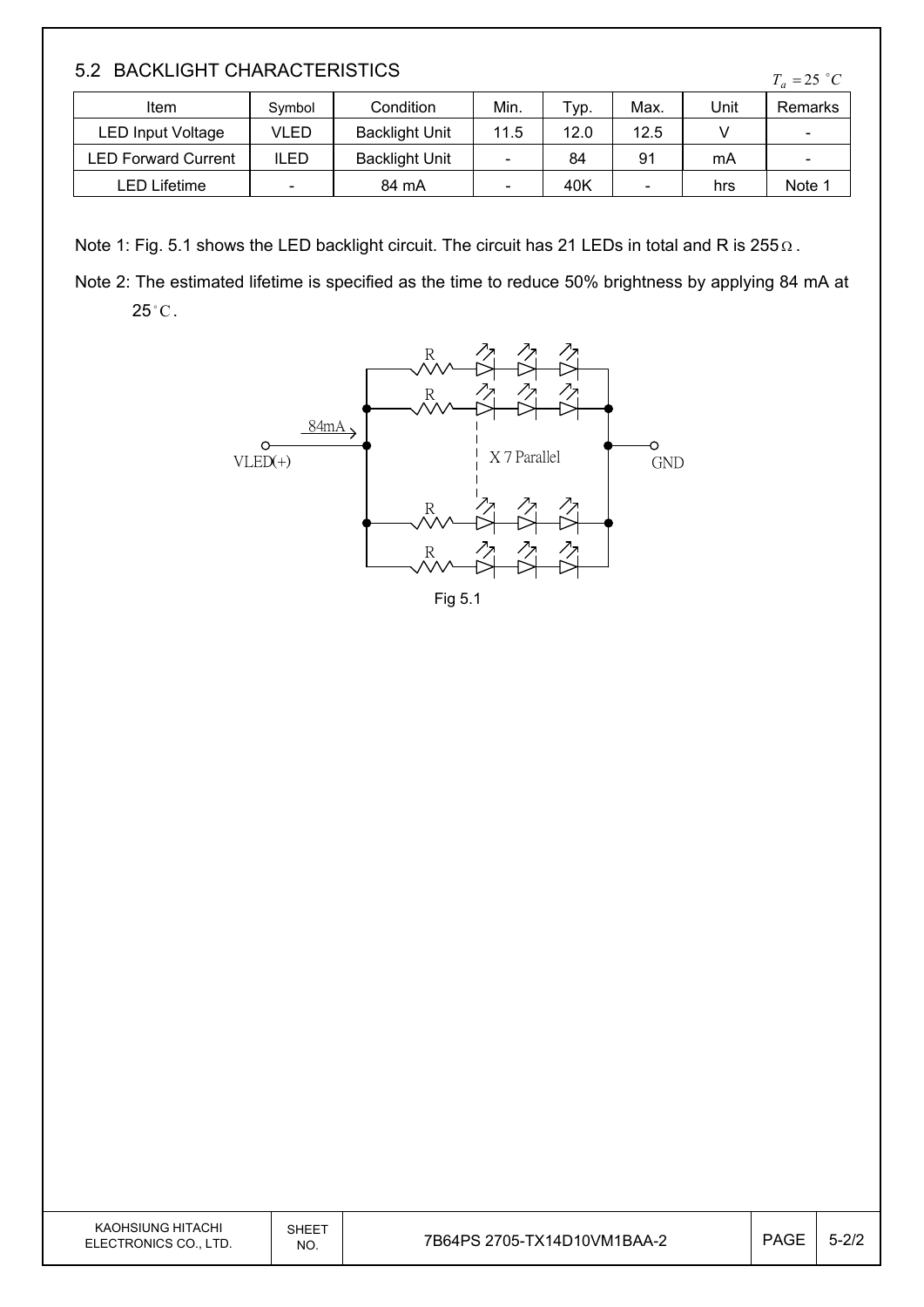## 5.2 BACKLIGHT CHARACTERISTICS

$T_a = 25\ ^\circ C$

| Item | Symbol | Condition | Min. | Typ. | Max. | Unit | Remarks |
|---|---|---|---|---|---|---|---|
| LED Input Voltage | VLED | Backlight Unit | 11.5 | 12.0 | 12.5 | V | - |
| LED Forward Current | ILED | Backlight Unit | - | 84 | 91 | mA | - |
| LED Lifetime | - | 84 mA | - | 40K | - | hrs | Note 1 |

Note 1: Fig. 5.1 shows the LED backlight circuit. The circuit has 21 LEDs in total and R is 255Ω.

Note 2: The estimated lifetime is specified as the time to reduce 50% brightness by applying 84 mA at 25°C.

Fig 5.1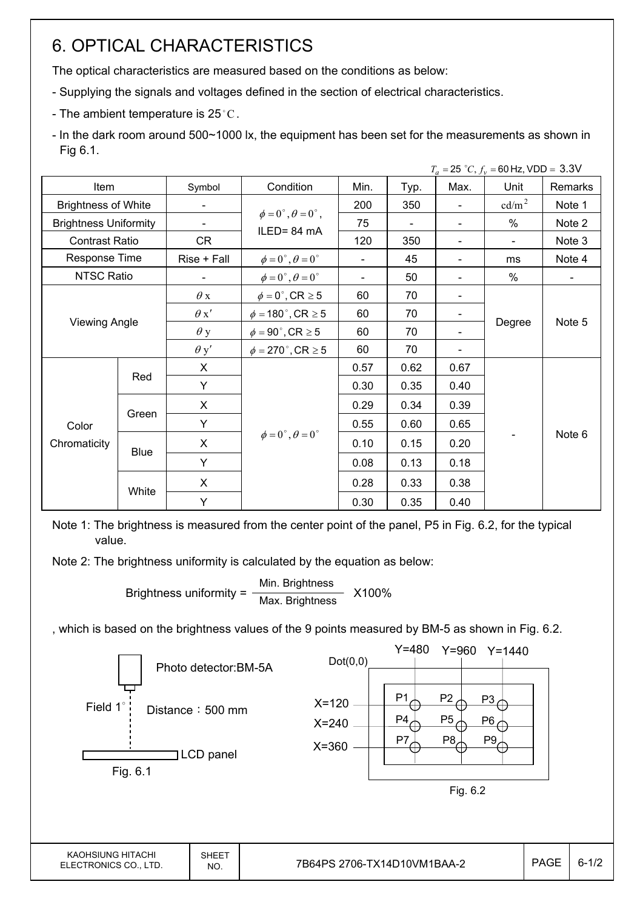# 6. OPTICAL CHARACTERISTICS

The optical characteristics are measured based on the conditions as below:

- Supplying the signals and voltages defined in the section of electrical characteristics.
- The ambient temperature is 25°C.
- In the dark room around 500~1000 lx, the equipment has been set for the measurements as shown in Fig 6.1.

$T_a = 25\ ^\circ C,\ f_v = 60$ Hz, VDD = 3.3V

| Item | | Symbol | Condition | Min. | Typ. | Max. | Unit | Remarks |
|---|---|---|---|---|---|---|---|---|
| Brightness of White | | - | $\phi = 0^\circ, \theta = 0^\circ$, ILED= 84 mA | 200 | 350 | - | $cd/m^2$ | Note 1 |
| Brightness Uniformity | | - | | 75 | - | - | % | Note 2 |
| Contrast Ratio | | CR | | 120 | 350 | - | - | Note 3 |
| Response Time | | Rise + Fall | $\phi = 0^\circ, \theta = 0^\circ$ | - | 45 | - | ms | Note 4 |
| NTSC Ratio | | - | $\phi = 0^\circ, \theta = 0^\circ$ | - | 50 | - | % | - |
| Viewing Angle | | $\theta$x | $\phi = 0^\circ$, CR $\geq 5$ | 60 | 70 | - | Degree | Note 5 |
| | | $\theta$x' | $\phi = 180^\circ$, CR $\geq 5$ | 60 | 70 | - | | |
| | | $\theta$y | $\phi = 90^\circ$, CR $\geq 5$ | 60 | 70 | - | | |
| | | $\theta$y' | $\phi = 270^\circ$, CR $\geq 5$ | 60 | 70 | - | | |
| Color Chromaticity | Red | X | $\phi = 0^\circ, \theta = 0^\circ$ | 0.57 | 0.62 | 0.67 | - | Note 6 |
| | | Y | | 0.30 | 0.35 | 0.40 | | |
| | Green | X | | 0.29 | 0.34 | 0.39 | | |
| | | Y | | 0.55 | 0.60 | 0.65 | | |
| | Blue | X | | 0.10 | 0.15 | 0.20 | | |
| | | Y | | 0.08 | 0.13 | 0.18 | | |
| | White | X | | 0.28 | 0.33 | 0.38 | | |
| | | Y | | 0.30 | 0.35 | 0.40 | | |

Note 1: The brightness is measured from the center point of the panel, P5 in Fig. 6.2, for the typical value.

Note 2: The brightness uniformity is calculated by the equation as below:

$$\text{Brightness uniformity} = \frac{\text{Min. Brightness}}{\text{Max. Brightness}} \times 100\%$$

, which is based on the brightness values of the 9 points measured by BM-5 as shown in Fig. 6.2.

Photo detector:BM-5A

Field 1°

Distance：500 mm

LCD panel

Fig. 6.1

Dot(0,0)

Y=480 Y=960 Y=1440

X=120 X=240 X=360

P1 P2 P3 P4 P5 P6 P7 P8 P9

Fig. 6.2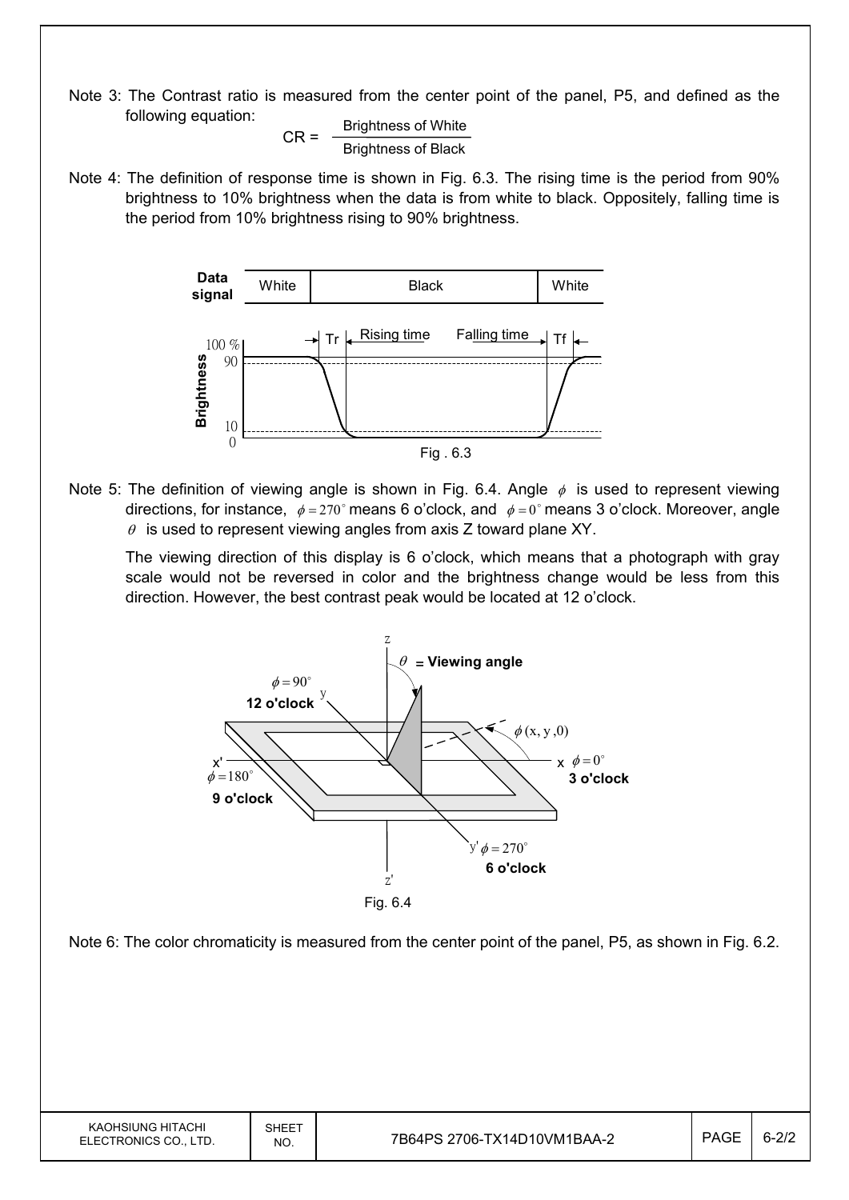Note 3: The Contrast ratio is measured from the center point of the panel, P5, and defined as the following equation:

$$CR = \frac{\text{Brightness of White}}{\text{Brightness of Black}}$$

Note 4: The definition of response time is shown in Fig. 6.3. The rising time is the period from 90% brightness to 10% brightness when the data is from white to black. Oppositely, falling time is the period from 10% brightness rising to 90% brightness.

Fig . 6.3

Note 5: The definition of viewing angle is shown in Fig. 6.4. Angle $\phi$ is used to represent viewing directions, for instance, $\phi = 270^{\circ}$ means 6 o'clock, and $\phi = 0^{\circ}$ means 3 o'clock. Moreover, angle $\theta$ is used to represent viewing angles from axis Z toward plane XY.

The viewing direction of this display is 6 o'clock, which means that a photograph with gray scale would not be reversed in color and the brightness change would be less from this direction. However, the best contrast peak would be located at 12 o'clock.

Fig. 6.4

Note 6: The color chromaticity is measured from the center point of the panel, P5, as shown in Fig. 6.2.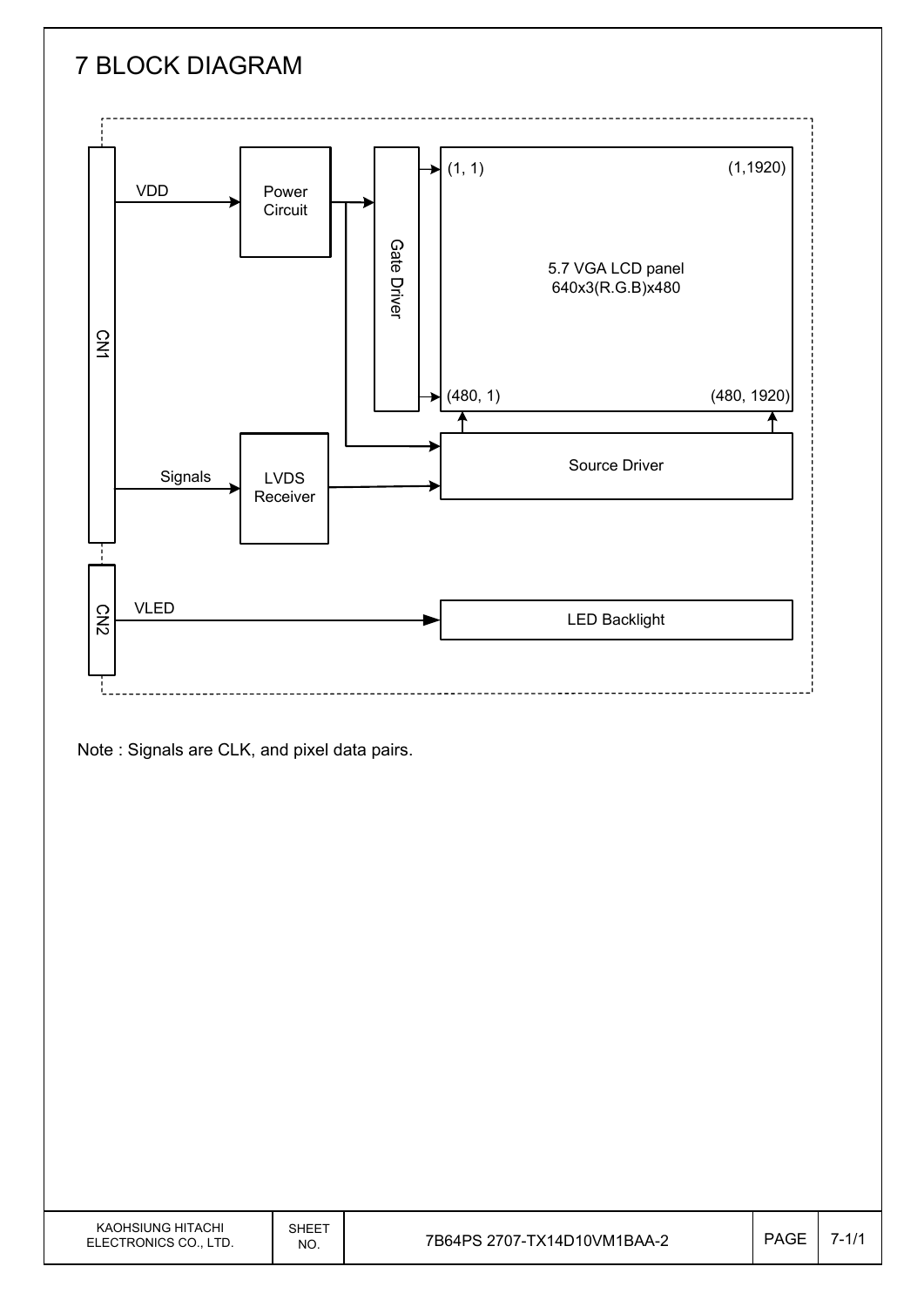# 7 BLOCK DIAGRAM

Note : Signals are CLK, and pixel data pairs.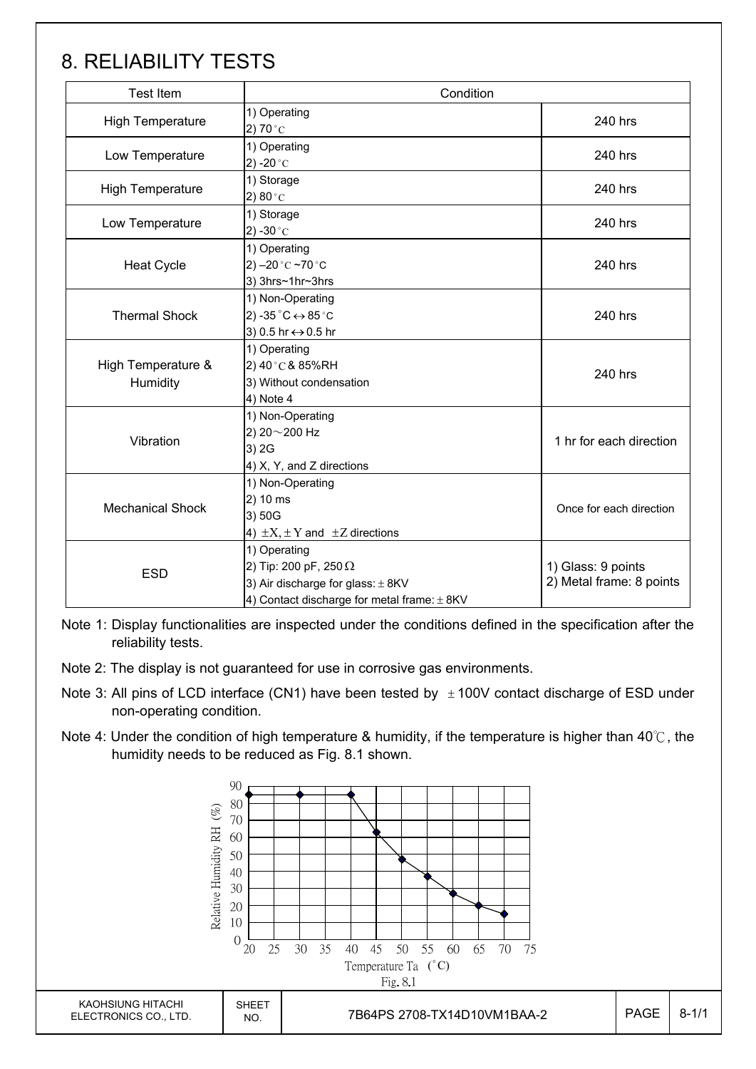# 8. RELIABILITY TESTS

| Test Item | Condition | |
|---|---|---|
| High Temperature | 1) Operating<br>2) 70°C | 240 hrs |
| Low Temperature | 1) Operating<br>2) -20°C | 240 hrs |
| High Temperature | 1) Storage<br>2) 80°C | 240 hrs |
| Low Temperature | 1) Storage<br>2) -30°C | 240 hrs |
| Heat Cycle | 1) Operating<br>2) –20°C ~70°C<br>3) 3hrs~1hr~3hrs | 240 hrs |
| Thermal Shock | 1) Non-Operating<br>2) -35°C ↔ 85°C<br>3) 0.5 hr ↔ 0.5 hr | 240 hrs |
| High Temperature & Humidity | 1) Operating<br>2) 40°C & 85%RH<br>3) Without condensation<br>4) Note 4 | 240 hrs |
| Vibration | 1) Non-Operating<br>2) 20～200 Hz<br>3) 2G<br>4) X, Y, and Z directions | 1 hr for each direction |
| Mechanical Shock | 1) Non-Operating<br>2) 10 ms<br>3) 50G<br>4) ±X, ±Y and ±Z directions | Once for each direction |
| ESD | 1) Operating<br>2) Tip: 200 pF, 250 Ω<br>3) Air discharge for glass: ± 8KV<br>4) Contact discharge for metal frame: ± 8KV | 1) Glass: 9 points<br>2) Metal frame: 8 points |

Note 1: Display functionalities are inspected under the conditions defined in the specification after the reliability tests.

Note 2: The display is not guaranteed for use in corrosive gas environments.

Note 3: All pins of LCD interface (CN1) have been tested by ±100V contact discharge of ESD under non-operating condition.

Note 4: Under the condition of high temperature & humidity, if the temperature is higher than 40℃, the humidity needs to be reduced as Fig. 8.1 shown.

Fig. 8.1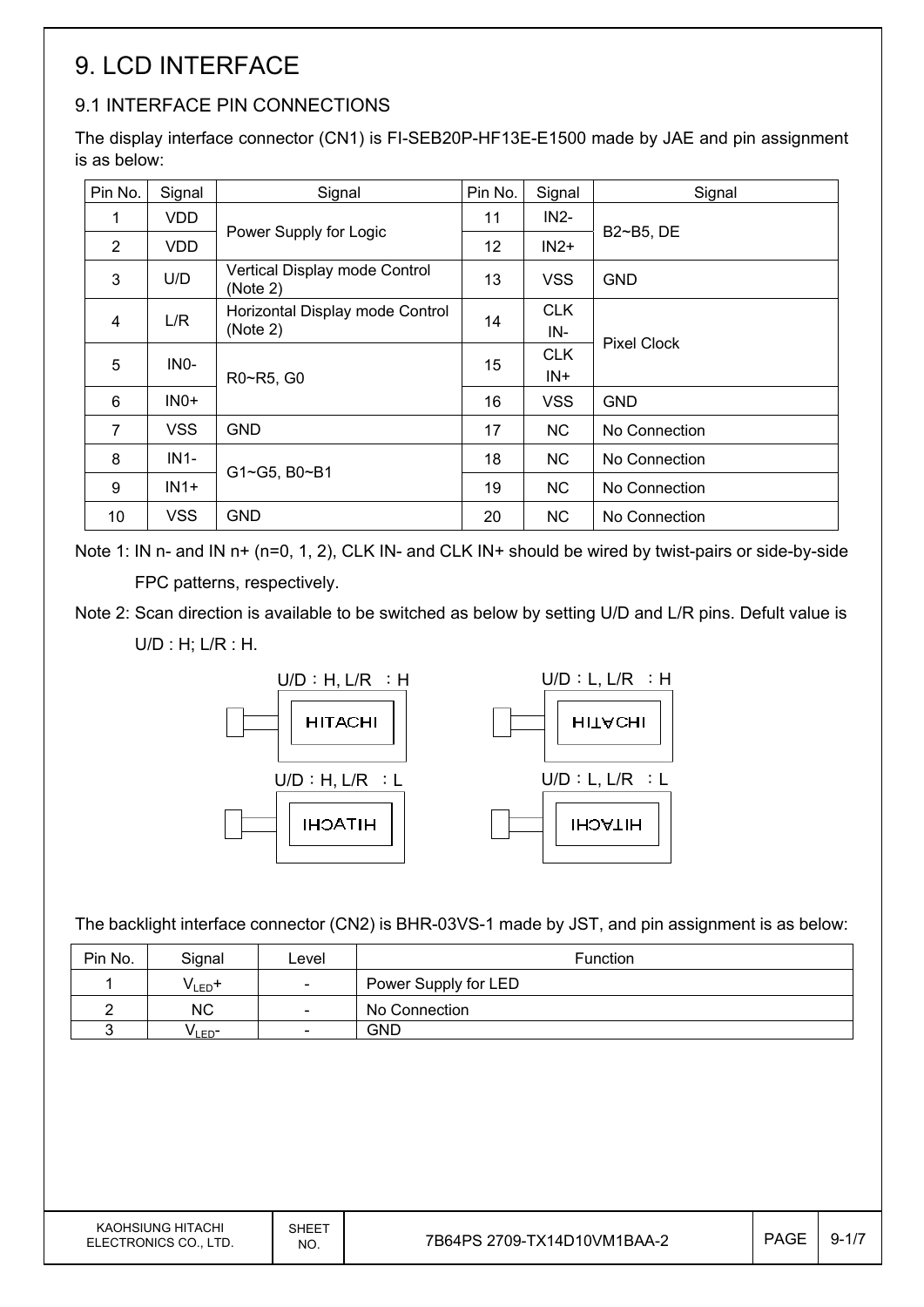# 9. LCD INTERFACE

## 9.1 INTERFACE PIN CONNECTIONS

The display interface connector (CN1) is FI-SEB20P-HF13E-E1500 made by JAE and pin assignment is as below:

| Pin No. | Signal | Signal | Pin No. | Signal | Signal |
|---|---|---|---|---|---|
| 1 | VDD | Power Supply for Logic | 11 | IN2- | B2~B5, DE |
| 2 | VDD | | 12 | IN2+ | |
| 3 | U/D | Vertical Display mode Control (Note 2) | 13 | VSS | GND |
| 4 | L/R | Horizontal Display mode Control (Note 2) | 14 | CLK IN- | Pixel Clock |
| 5 | IN0- | R0~R5, G0 | 15 | CLK IN+ | |
| 6 | IN0+ | | 16 | VSS | GND |
| 7 | VSS | GND | 17 | NC | No Connection |
| 8 | IN1- | G1~G5, B0~B1 | 18 | NC | No Connection |
| 9 | IN1+ | | 19 | NC | No Connection |
| 10 | VSS | GND | 20 | NC | No Connection |

Note 1: IN n- and IN n+ (n=0, 1, 2), CLK IN- and CLK IN+ should be wired by twist-pairs or side-by-side FPC patterns, respectively.

Note 2: Scan direction is available to be switched as below by setting U/D and L/R pins. Defult value is U/D : H; L/R : H.

U/D：H, L/R ：H — HITACHI

U/D：L, L/R ：H — HITACHI (vertically flipped)

U/D：H, L/R ：L — HITACHI (horizontally mirrored)

U/D：L, L/R ：L — HITACHI (rotated 180°)

The backlight interface connector (CN2) is BHR-03VS-1 made by JST, and pin assignment is as below:

| Pin No. | Signal | Level | Function |
|---|---|---|---|
| 1 | $V_{LED}$+ | - | Power Supply for LED |
| 2 | NC | - | No Connection |
| 3 | $V_{LED}$- | - | GND |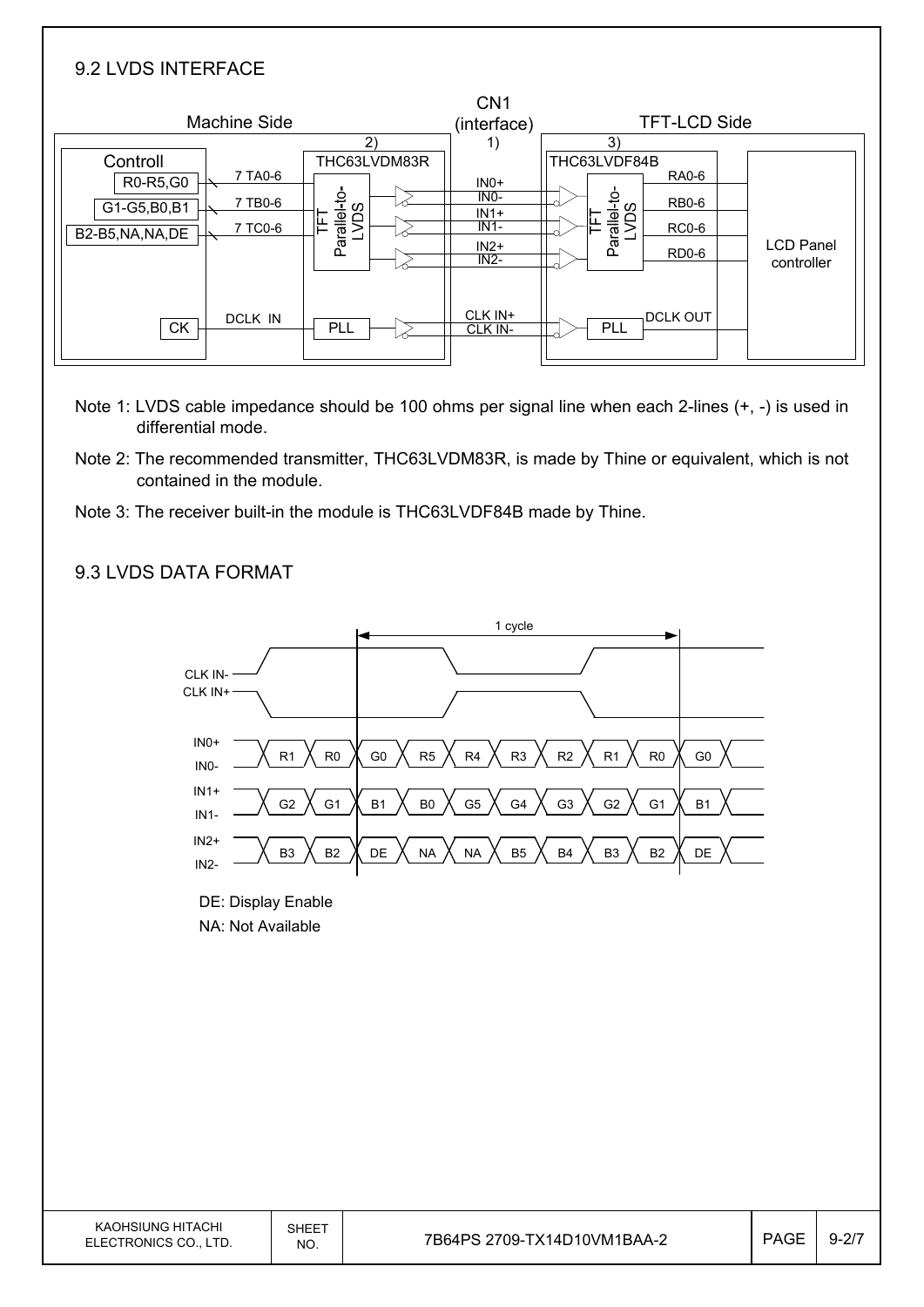## 9.2 LVDS INTERFACE

Note 1: LVDS cable impedance should be 100 ohms per signal line when each 2-lines (+, -) is used in differential mode.

Note 2: The recommended transmitter, THC63LVDM83R, is made by Thine or equivalent, which is not contained in the module.

Note 3: The receiver built-in the module is THC63LVDF84B made by Thine.

## 9.3 LVDS DATA FORMAT

DE: Display Enable

NA: Not Available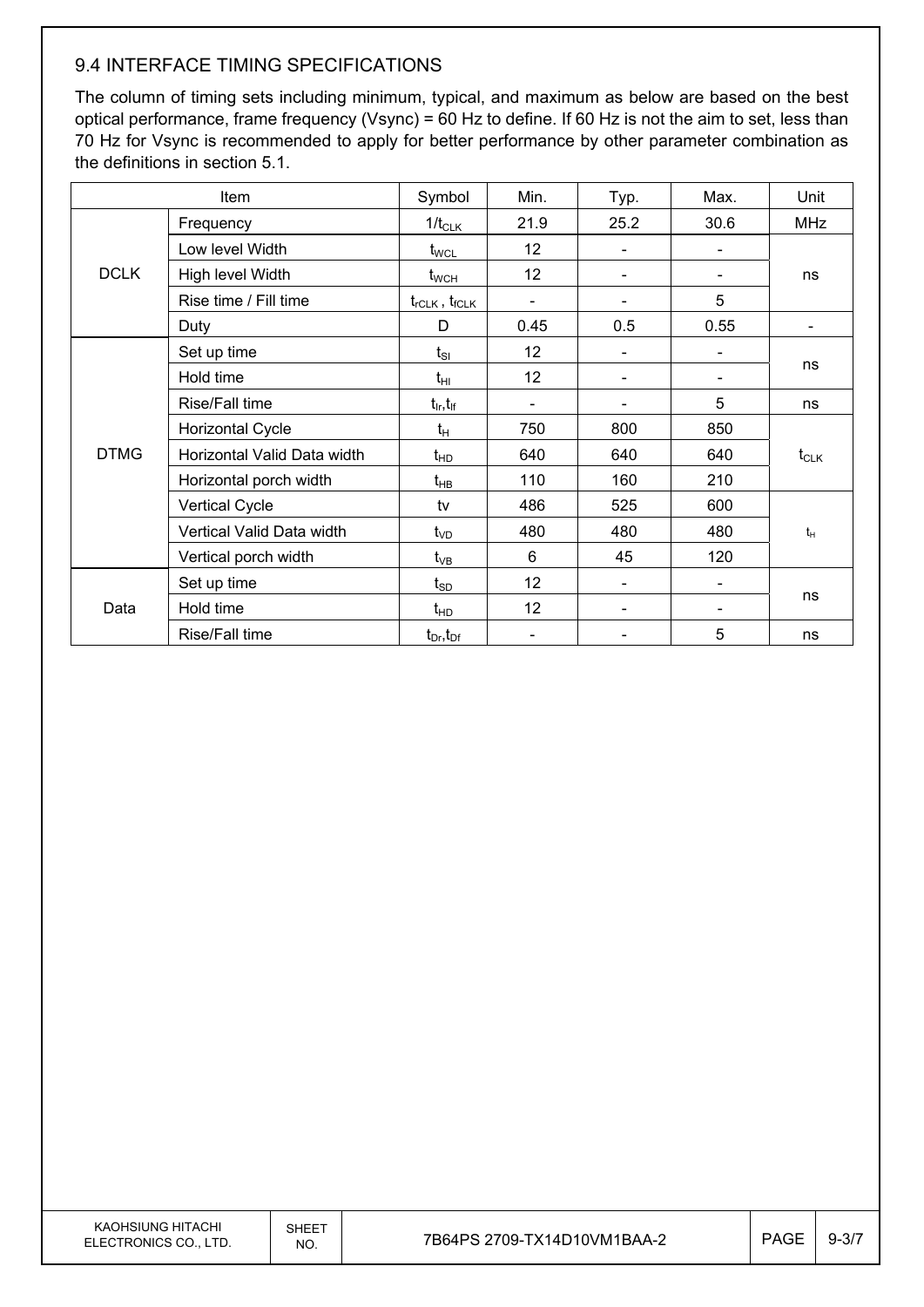## 9.4 INTERFACE TIMING SPECIFICATIONS

The column of timing sets including minimum, typical, and maximum as below are based on the best optical performance, frame frequency (Vsync) = 60 Hz to define. If 60 Hz is not the aim to set, less than 70 Hz for Vsync is recommended to apply for better performance by other parameter combination as the definitions in section 5.1.

| Item | | Symbol | Min. | Typ. | Max. | Unit |
|---|---|---|---|---|---|---|
| DCLK | Frequency | $1/t_{CLK}$ | 21.9 | 25.2 | 30.6 | MHz |
| | Low level Width | $t_{WCL}$ | 12 | - | - | ns |
| | High level Width | $t_{WCH}$ | 12 | - | - | |
| | Rise time / Fill time | $t_{rCLK}$ , $t_{fCLK}$ | - | - | 5 | |
| | Duty | D | 0.45 | 0.5 | 0.55 | - |
| DTMG | Set up time | $t_{SI}$ | 12 | - | - | ns |
| | Hold time | $t_{HI}$ | 12 | - | - | |
| | Rise/Fall time | $t_{Ir}$,$t_{If}$ | - | - | 5 | ns |
| | Horizontal Cycle | $t_H$ | 750 | 800 | 850 | $t_{CLK}$ |
| | Horizontal Valid Data width | $t_{HD}$ | 640 | 640 | 640 | |
| | Horizontal porch width | $t_{HB}$ | 110 | 160 | 210 | |
| | Vertical Cycle | tv | 486 | 525 | 600 | $t_H$ |
| | Vertical Valid Data width | $t_{VD}$ | 480 | 480 | 480 | |
| | Vertical porch width | $t_{VB}$ | 6 | 45 | 120 | |
| Data | Set up time | $t_{SD}$ | 12 | - | - | ns |
| | Hold time | $t_{HD}$ | 12 | - | - | |
| | Rise/Fall time | $t_{Dr}$,$t_{Df}$ | - | - | 5 | ns |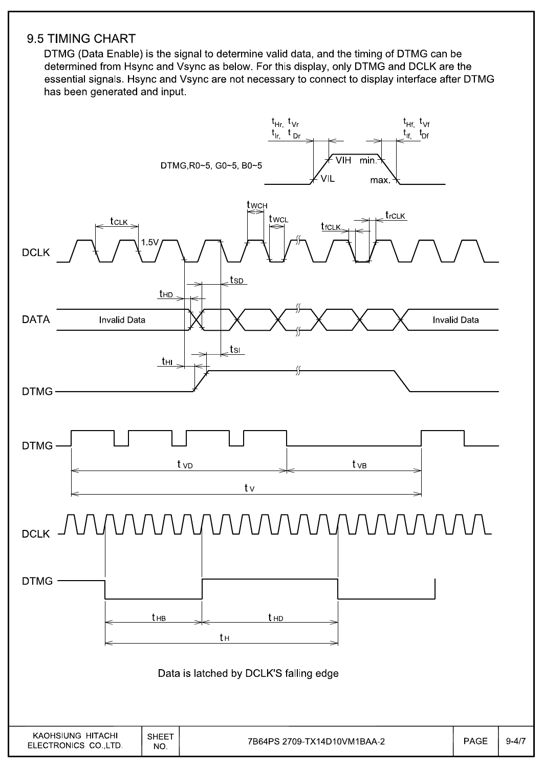## 9.5 TIMING CHART

DTMG (Data Enable) is the signal to determine valid data, and the timing of DTMG can be determined from Hsync and Vsync as below. For this display, only DTMG and DCLK are the essential signals. Hsync and Vsync are not necessary to connect to display interface after DTMG has been generated and input.

Data is latched by DCLK'S falling edge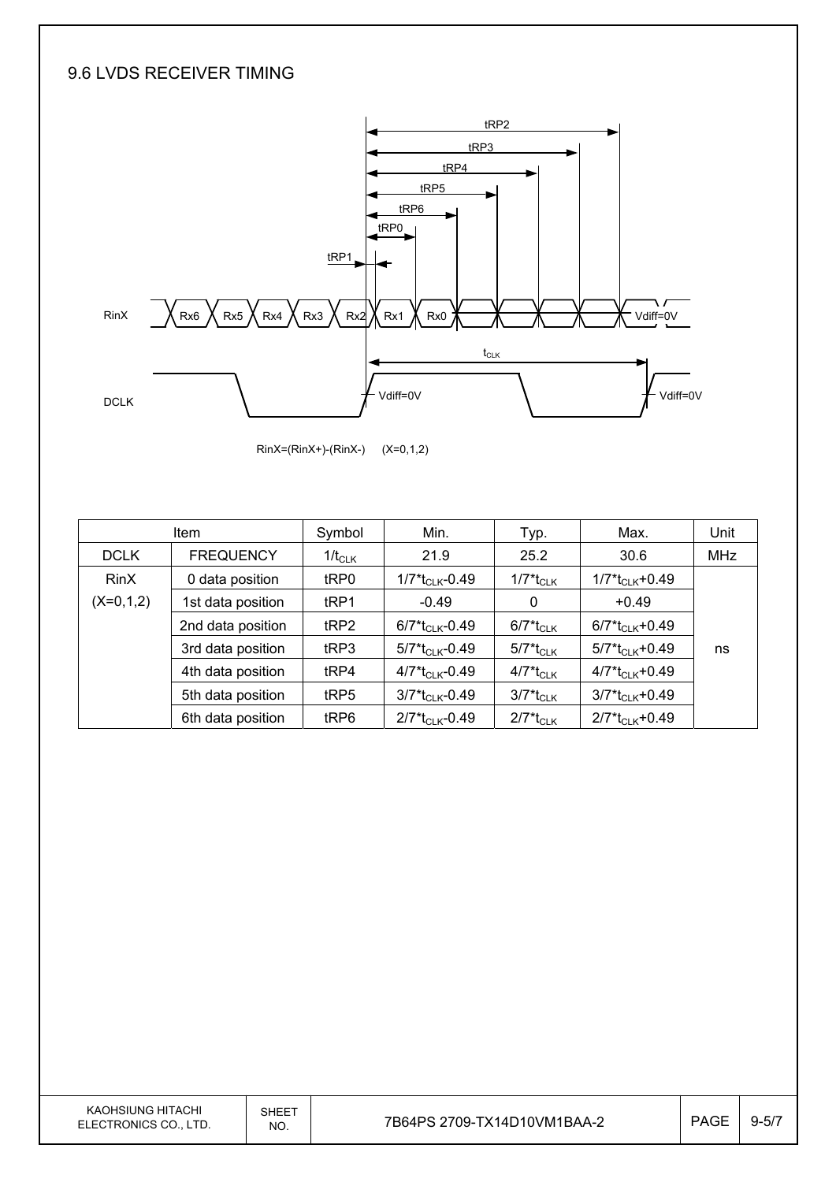## 9.6 LVDS RECEIVER TIMING

RinX=(RinX+)-(RinX-) (X=0,1,2)

| Item | | Symbol | Min. | Typ. | Max. | Unit |
|---|---|---|---|---|---|---|
| DCLK | FREQUENCY | $1/t_{CLK}$ | 21.9 | 25.2 | 30.6 | MHz |
| RinX (X=0,1,2) | 0 data position | tRP0 | $1/7*t_{CLK}-0.49$ | $1/7*t_{CLK}$ | $1/7*t_{CLK}+0.49$ | ns |
| | 1st data position | tRP1 | -0.49 | 0 | +0.49 | |
| | 2nd data position | tRP2 | $6/7*t_{CLK}-0.49$ | $6/7*t_{CLK}$ | $6/7*t_{CLK}+0.49$ | |
| | 3rd data position | tRP3 | $5/7*t_{CLK}-0.49$ | $5/7*t_{CLK}$ | $5/7*t_{CLK}+0.49$ | |
| | 4th data position | tRP4 | $4/7*t_{CLK}-0.49$ | $4/7*t_{CLK}$ | $4/7*t_{CLK}+0.49$ | |
| | 5th data position | tRP5 | $3/7*t_{CLK}-0.49$ | $3/7*t_{CLK}$ | $3/7*t_{CLK}+0.49$ | |
| | 6th data position | tRP6 | $2/7*t_{CLK}-0.49$ | $2/7*t_{CLK}$ | $2/7*t_{CLK}+0.49$ | |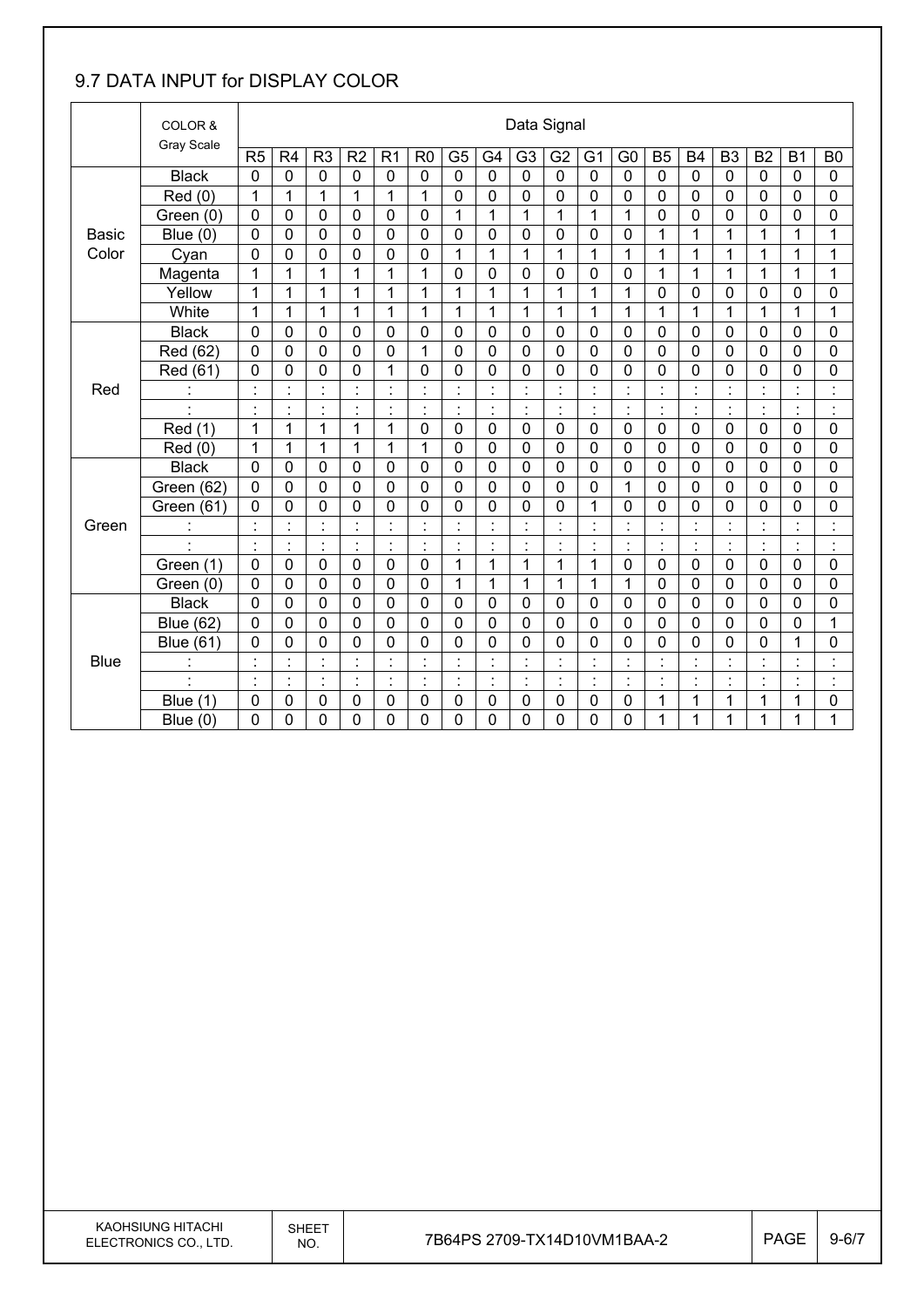## 9.7 DATA INPUT for DISPLAY COLOR

| | COLOR & Gray Scale | Data Signal | | | | | | | | | | | | | | | | | |
|---|---|---|---|---|---|---|---|---|---|---|---|---|---|---|---|---|---|---|---|
| | | R5 | R4 | R3 | R2 | R1 | R0 | G5 | G4 | G3 | G2 | G1 | G0 | B5 | B4 | B3 | B2 | B1 | B0 |
| Basic Color | Black | 0 | 0 | 0 | 0 | 0 | 0 | 0 | 0 | 0 | 0 | 0 | 0 | 0 | 0 | 0 | 0 | 0 | 0 |
| | Red (0) | 1 | 1 | 1 | 1 | 1 | 1 | 0 | 0 | 0 | 0 | 0 | 0 | 0 | 0 | 0 | 0 | 0 | 0 |
| | Green (0) | 0 | 0 | 0 | 0 | 0 | 0 | 1 | 1 | 1 | 1 | 1 | 1 | 0 | 0 | 0 | 0 | 0 | 0 |
| | Blue (0) | 0 | 0 | 0 | 0 | 0 | 0 | 0 | 0 | 0 | 0 | 0 | 0 | 1 | 1 | 1 | 1 | 1 | 1 |
| | Cyan | 0 | 0 | 0 | 0 | 0 | 0 | 1 | 1 | 1 | 1 | 1 | 1 | 1 | 1 | 1 | 1 | 1 | 1 |
| | Magenta | 1 | 1 | 1 | 1 | 1 | 1 | 0 | 0 | 0 | 0 | 0 | 0 | 1 | 1 | 1 | 1 | 1 | 1 |
| | Yellow | 1 | 1 | 1 | 1 | 1 | 1 | 1 | 1 | 1 | 1 | 1 | 1 | 0 | 0 | 0 | 0 | 0 | 0 |
| | White | 1 | 1 | 1 | 1 | 1 | 1 | 1 | 1 | 1 | 1 | 1 | 1 | 1 | 1 | 1 | 1 | 1 | 1 |
| Red | Black | 0 | 0 | 0 | 0 | 0 | 0 | 0 | 0 | 0 | 0 | 0 | 0 | 0 | 0 | 0 | 0 | 0 | 0 |
| | Red (62) | 0 | 0 | 0 | 0 | 0 | 1 | 0 | 0 | 0 | 0 | 0 | 0 | 0 | 0 | 0 | 0 | 0 | 0 |
| | Red (61) | 0 | 0 | 0 | 0 | 1 | 0 | 0 | 0 | 0 | 0 | 0 | 0 | 0 | 0 | 0 | 0 | 0 | 0 |
| | : | : | : | : | : | : | : | : | : | : | : | : | : | : | : | : | : | : | : |
| | : | : | : | : | : | : | : | : | : | : | : | : | : | : | : | : | : | : | : |
| | Red (1) | 1 | 1 | 1 | 1 | 1 | 0 | 0 | 0 | 0 | 0 | 0 | 0 | 0 | 0 | 0 | 0 | 0 | 0 |
| | Red (0) | 1 | 1 | 1 | 1 | 1 | 1 | 0 | 0 | 0 | 0 | 0 | 0 | 0 | 0 | 0 | 0 | 0 | 0 |
| Green | Black | 0 | 0 | 0 | 0 | 0 | 0 | 0 | 0 | 0 | 0 | 0 | 0 | 0 | 0 | 0 | 0 | 0 | 0 |
| | Green (62) | 0 | 0 | 0 | 0 | 0 | 0 | 0 | 0 | 0 | 0 | 0 | 1 | 0 | 0 | 0 | 0 | 0 | 0 |
| | Green (61) | 0 | 0 | 0 | 0 | 0 | 0 | 0 | 0 | 0 | 0 | 1 | 0 | 0 | 0 | 0 | 0 | 0 | 0 |
| | : | : | : | : | : | : | : | : | : | : | : | : | : | : | : | : | : | : | : |
| | : | : | : | : | : | : | : | : | : | : | : | : | : | : | : | : | : | : | : |
| | Green (1) | 0 | 0 | 0 | 0 | 0 | 0 | 1 | 1 | 1 | 1 | 1 | 0 | 0 | 0 | 0 | 0 | 0 | 0 |
| | Green (0) | 0 | 0 | 0 | 0 | 0 | 0 | 1 | 1 | 1 | 1 | 1 | 1 | 0 | 0 | 0 | 0 | 0 | 0 |
| Blue | Black | 0 | 0 | 0 | 0 | 0 | 0 | 0 | 0 | 0 | 0 | 0 | 0 | 0 | 0 | 0 | 0 | 0 | 0 |
| | Blue (62) | 0 | 0 | 0 | 0 | 0 | 0 | 0 | 0 | 0 | 0 | 0 | 0 | 0 | 0 | 0 | 0 | 0 | 1 |
| | Blue (61) | 0 | 0 | 0 | 0 | 0 | 0 | 0 | 0 | 0 | 0 | 0 | 0 | 0 | 0 | 0 | 0 | 1 | 0 |
| | : | : | : | : | : | : | : | : | : | : | : | : | : | : | : | : | : | : | : |
| | : | : | : | : | : | : | : | : | : | : | : | : | : | : | : | : | : | : | : |
| | Blue (1) | 0 | 0 | 0 | 0 | 0 | 0 | 0 | 0 | 0 | 0 | 0 | 0 | 1 | 1 | 1 | 1 | 1 | 0 |
| | Blue (0) | 0 | 0 | 0 | 0 | 0 | 0 | 0 | 0 | 0 | 0 | 0 | 0 | 1 | 1 | 1 | 1 | 1 | 1 |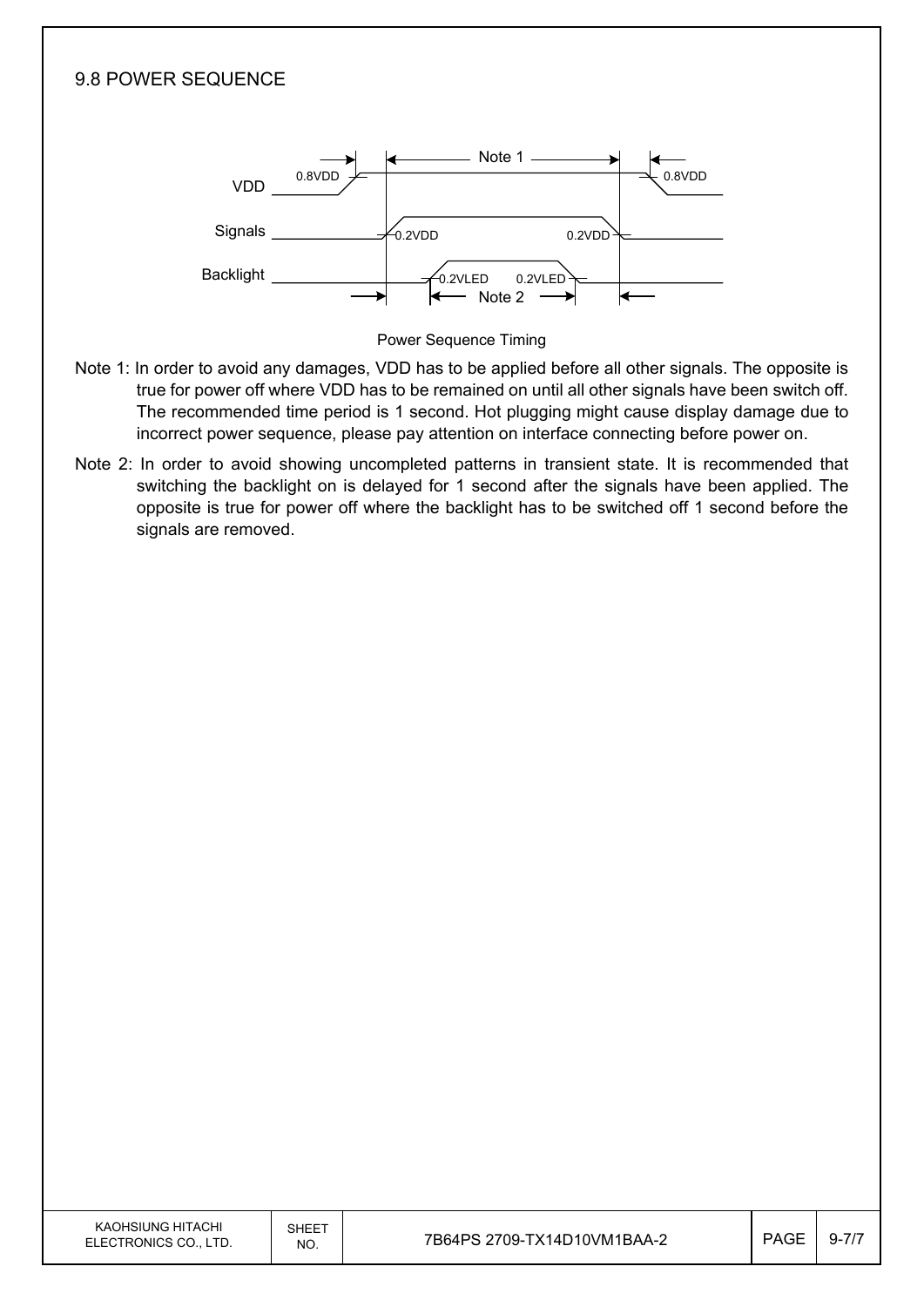## 9.8 POWER SEQUENCE

Power Sequence Timing

Note 1: In order to avoid any damages, VDD has to be applied before all other signals. The opposite is true for power off where VDD has to be remained on until all other signals have been switch off. The recommended time period is 1 second. Hot plugging might cause display damage due to incorrect power sequence, please pay attention on interface connecting before power on.

Note 2: In order to avoid showing uncompleted patterns in transient state. It is recommended that switching the backlight on is delayed for 1 second after the signals have been applied. The opposite is true for power off where the backlight has to be switched off 1 second before the signals are removed.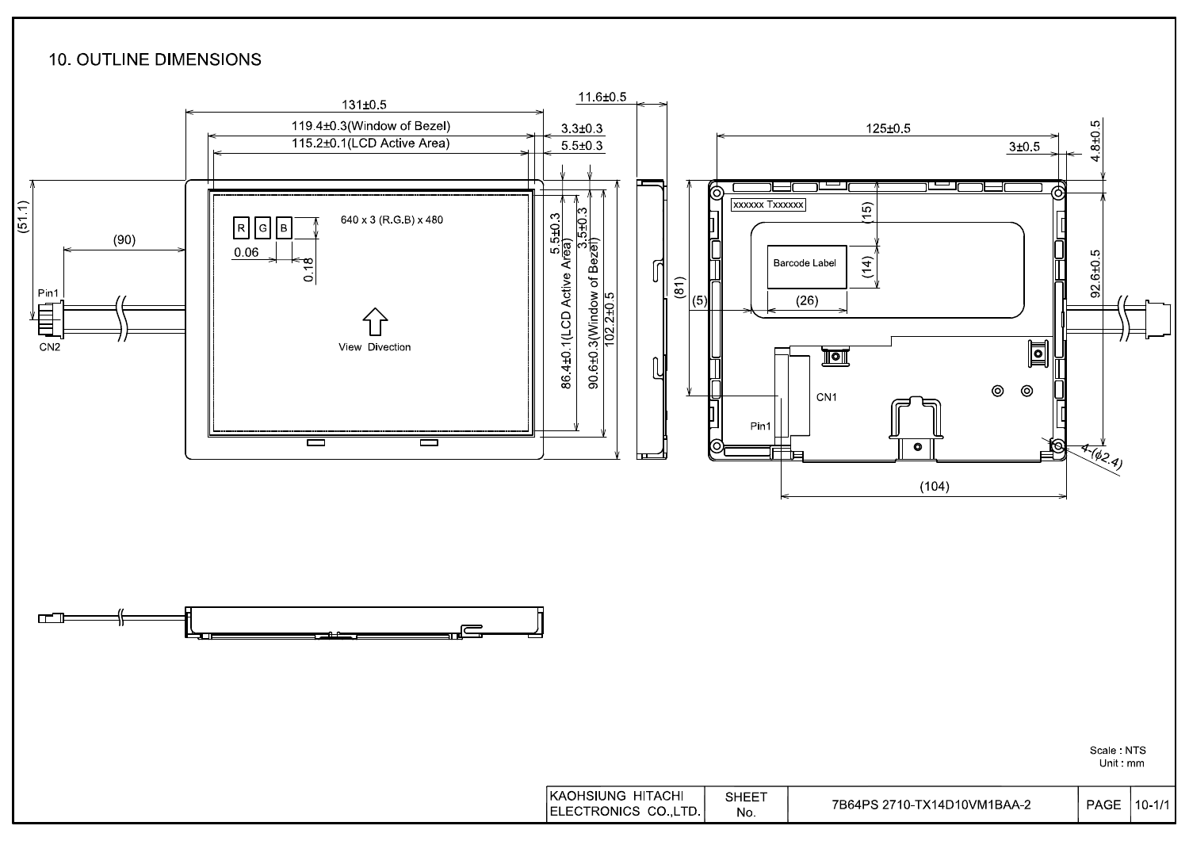## 10. OUTLINE DIMENSIONS

131±0.5

119.4±0.3(Window of Bezel)

115.2±0.1(LCD Active Area)

3.3±0.3

5.5±0.3

11.6±0.5

(51.1)

(90)

Pin1

CN2

R G B

640 x 3 (R.G.B) x 480

0.06

0.18

View Divection

5.5±0.3

3.5±0.3

86.4±0.1(LCD Active Area)

90.6±0.3(Window of Bezel)

102.2±0.5

125±0.5

3±0.5

4.8±0.5

xxxxxx Txxxxxx

(15)

Barcode Label

(14)

(26)

(81)

(5)

92.6±0.5

CN1

Pin1

4-(ϕ2.4)

(104)

Scale : NTS
Unit : mm

| KAOHSIUNG HITACHI ELECTRONICS CO.,LTD. | SHEET No. | 7B64PS 2710-TX14D10VM1BAA-2 | PAGE | 10-1/1 |
|---|---|---|---|---|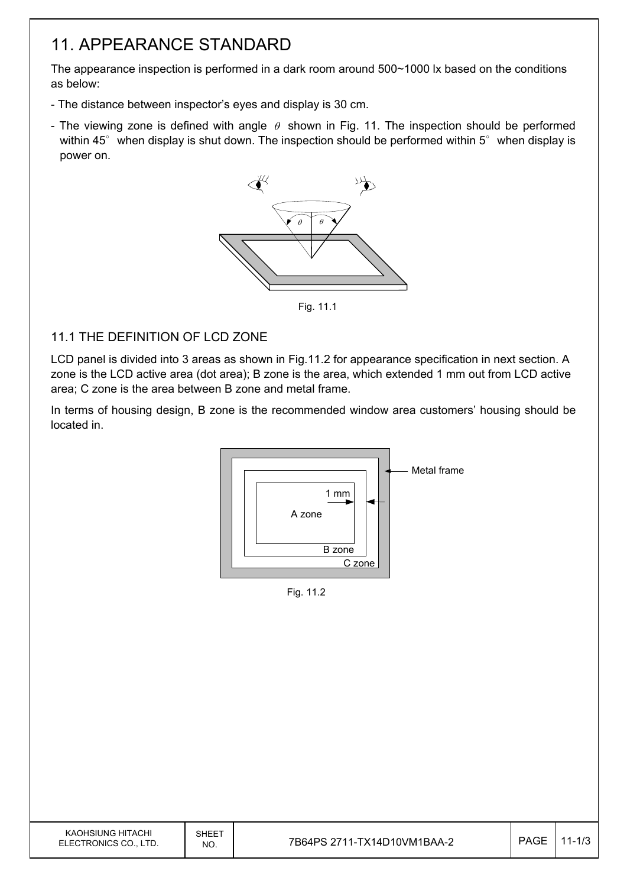# 11. APPEARANCE STANDARD

The appearance inspection is performed in a dark room around 500~1000 lx based on the conditions as below:

- The distance between inspector's eyes and display is 30 cm.
- The viewing zone is defined with angle $\theta$ shown in Fig. 11. The inspection should be performed within 45° when display is shut down. The inspection should be performed within 5° when display is power on.

Fig. 11.1

## 11.1 THE DEFINITION OF LCD ZONE

LCD panel is divided into 3 areas as shown in Fig.11.2 for appearance specification in next section. A zone is the LCD active area (dot area); B zone is the area, which extended 1 mm out from LCD active area; C zone is the area between B zone and metal frame.

In terms of housing design, B zone is the recommended window area customers' housing should be located in.

Fig. 11.2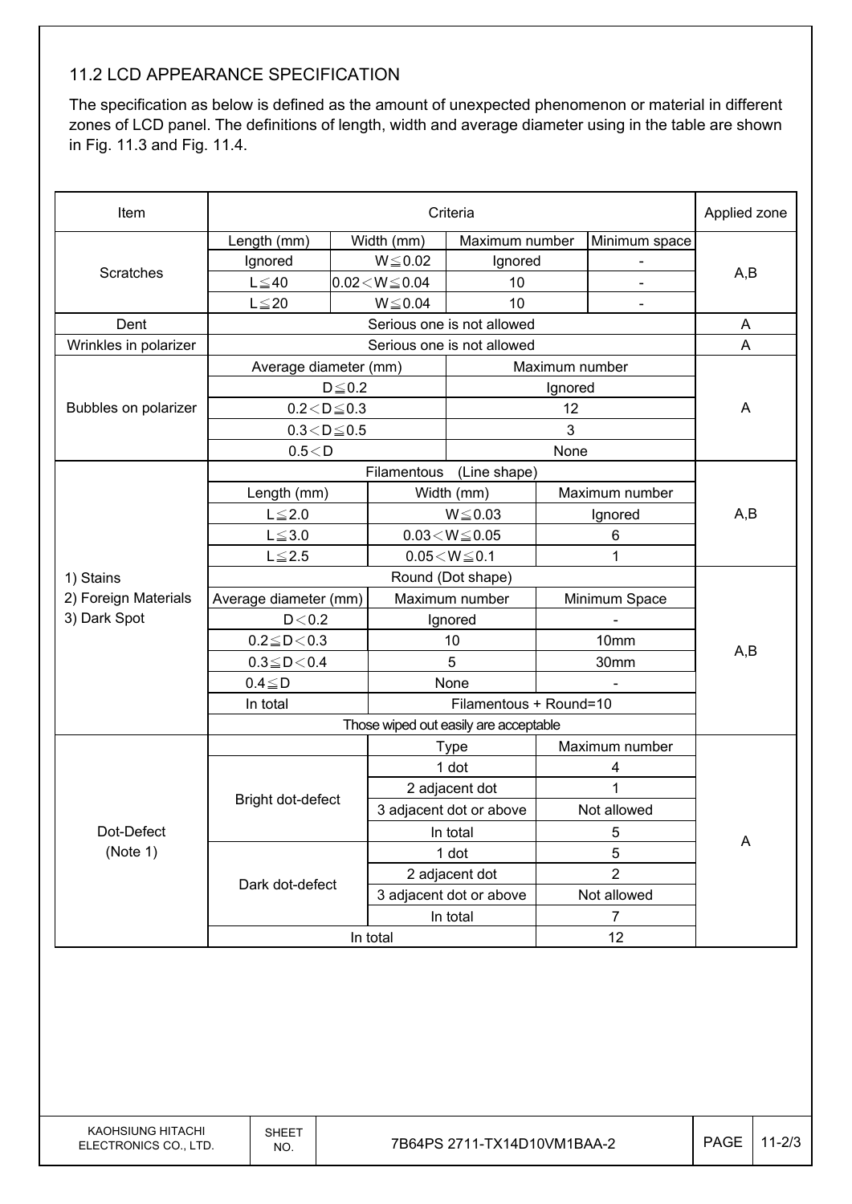## 11.2 LCD APPEARANCE SPECIFICATION

The specification as below is defined as the amount of unexpected phenomenon or material in different zones of LCD panel. The definitions of length, width and average diameter using in the table are shown in Fig. 11.3 and Fig. 11.4.

| Item | Criteria | | | | Applied zone |
|---|---|---|---|---|---|
| Scratches | Length (mm) | Width (mm) | Maximum number | Minimum space | A,B |
| | Ignored | W≦0.02 | Ignored | - | |
| | L≦40 | 0.02＜W≦0.04 | 10 | - | |
| | L≦20 | W≦0.04 | 10 | - | |
| Dent | Serious one is not allowed | | | | A |
| Wrinkles in polarizer | Serious one is not allowed | | | | A |
| Bubbles on polarizer | Average diameter (mm) | | Maximum number | | A |
| | D≦0.2 | | Ignored | | |
| | 0.2＜D≦0.3 | | 12 | | |
| | 0.3＜D≦0.5 | | 3 | | |
| | 0.5＜D | | None | | |
| 1) Stains<br>2) Foreign Materials<br>3) Dark Spot | Filamentous (Line shape) | | | | A,B |
| | Length (mm) | Width (mm) | Maximum number | | |
| | L≦2.0 | W≦0.03 | Ignored | | |
| | L≦3.0 | 0.03＜W≦0.05 | 6 | | |
| | L≦2.5 | 0.05＜W≦0.1 | 1 | | |
| | Round (Dot shape) | | | | A,B |
| | Average diameter (mm) | Maximum number | Minimum Space | | |
| | D＜0.2 | Ignored | - | | |
| | 0.2≦D＜0.3 | 10 | 10mm | | |
| | 0.3≦D＜0.4 | 5 | 30mm | | |
| | 0.4≦D | None | - | | |
| | In total | Filamentous + Round=10 | | | |
| | Those wiped out easily are acceptable | | | | |
| Dot-Defect<br>(Note 1) | | Type | Maximum number | | A |
| | Bright dot-defect | 1 dot | 4 | | |
| | | 2 adjacent dot | 1 | | |
| | | 3 adjacent dot or above | Not allowed | | |
| | | In total | 5 | | |
| | Dark dot-defect | 1 dot | 5 | | |
| | | 2 adjacent dot | 2 | | |
| | | 3 adjacent dot or above | Not allowed | | |
| | | In total | 7 | | |
| | In total | | 12 | | |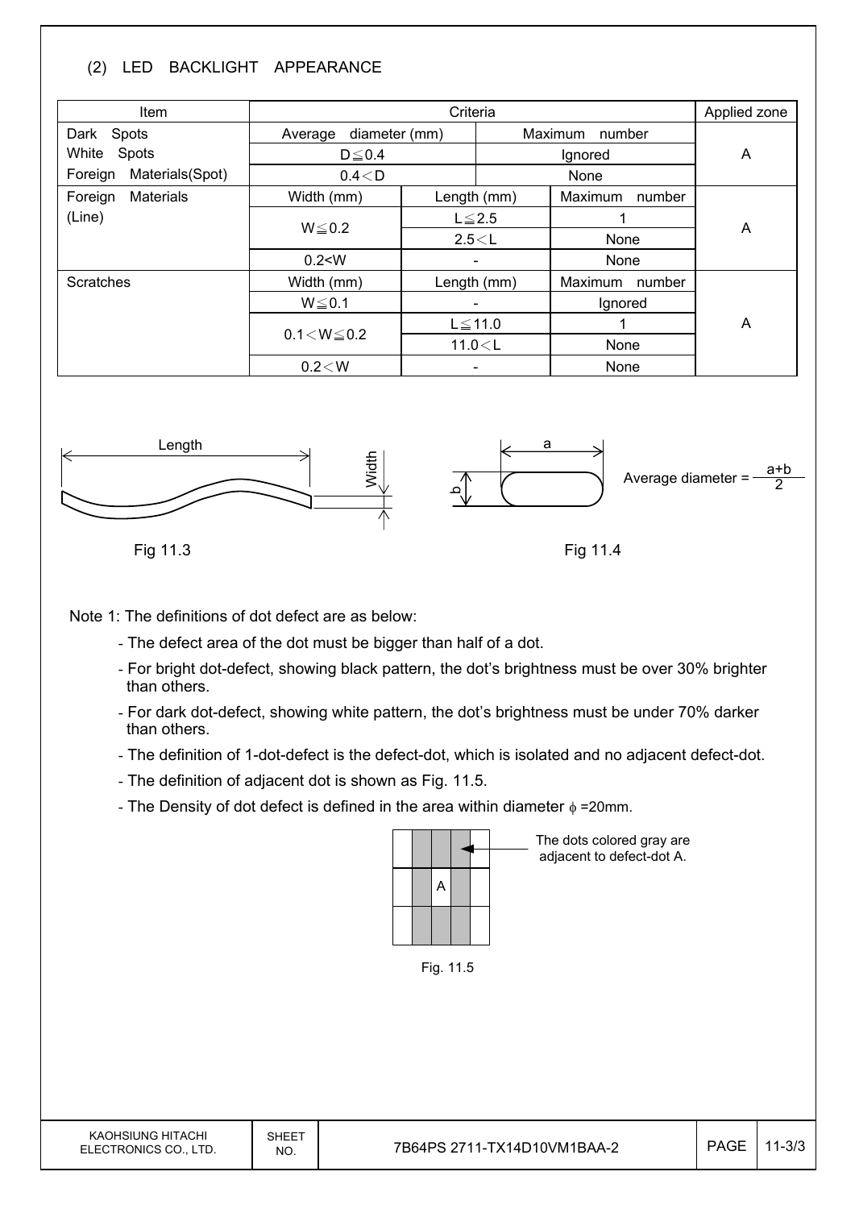## (2) LED BACKLIGHT APPEARANCE

| Item | Criteria | | | Applied zone |
|---|---|---|---|---|
| Dark Spots<br>White Spots<br>Foreign Materials(Spot) | Average diameter (mm) | | Maximum number | A |
| | D≦0.4 | | Ignored | |
| | 0.4＜D | | None | |
| Foreign Materials (Line) | Width (mm) | Length (mm) | Maximum number | A |
| | W≦0.2 | L≦2.5 | 1 | |
| | | 2.5＜L | None | |
| | 0.2<W | - | None | |
| Scratches | Width (mm) | Length (mm) | Maximum number | A |
| | W≦0.1 | - | Ignored | |
| | 0.1＜W≦0.2 | L≦11.0 | 1 | |
| | | 11.0＜L | None | |
| | 0.2＜W | - | None | |

Length, Width

Fig 11.3

a, b

Average diameter = $\frac{a+b}{2}$

Fig 11.4

Note 1: The definitions of dot defect are as below:

- The defect area of the dot must be bigger than half of a dot.
- For bright dot-defect, showing black pattern, the dot's brightness must be over 30% brighter than others.
- For dark dot-defect, showing white pattern, the dot's brightness must be under 70% darker than others.
- The definition of 1-dot-defect is the defect-dot, which is isolated and no adjacent defect-dot.
- The definition of adjacent dot is shown as Fig. 11.5.
- The Density of dot defect is defined in the area within diameter $\phi$ =20mm.

The dots colored gray are adjacent to defect-dot A.

Fig. 11.5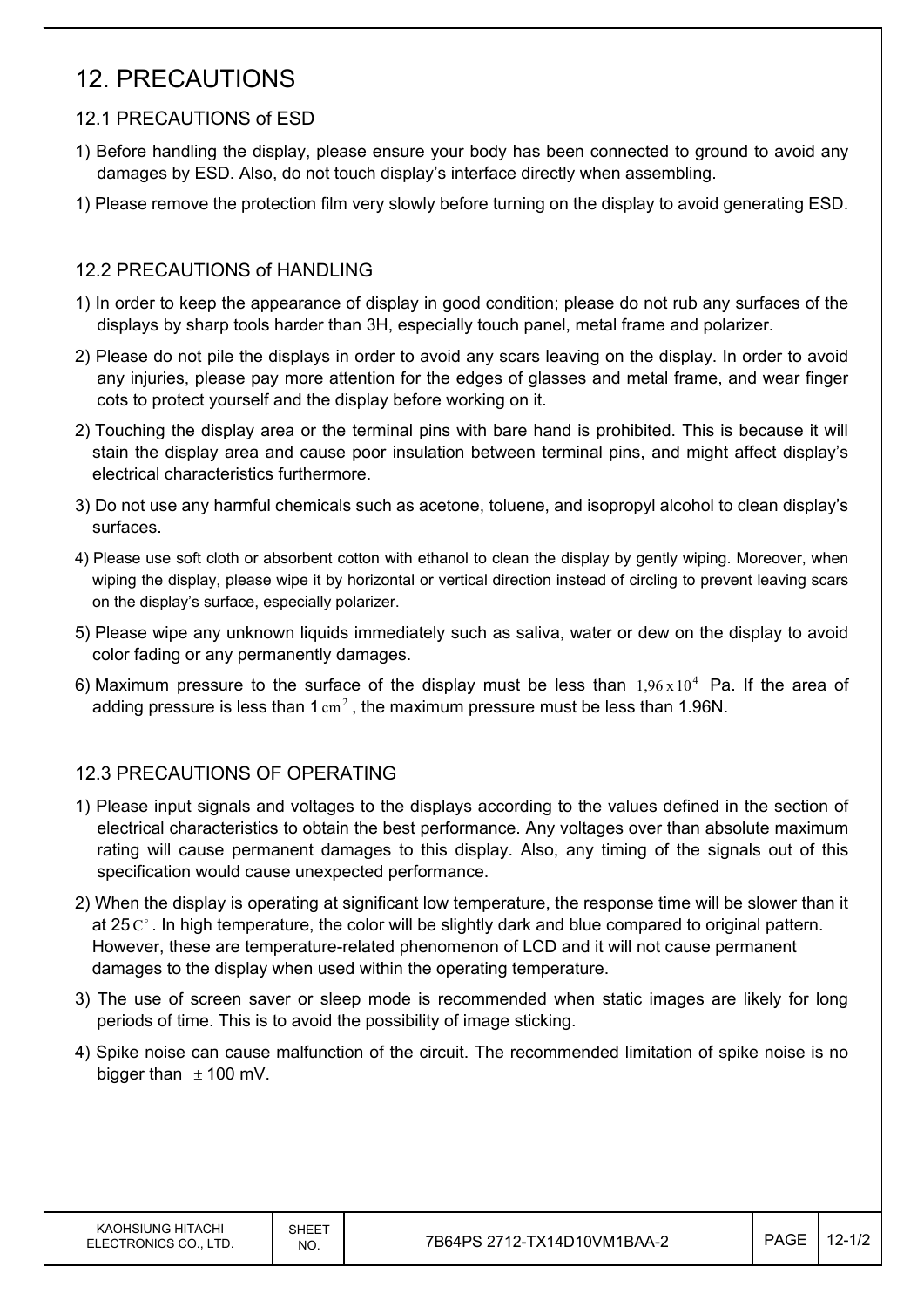# 12. PRECAUTIONS

## 12.1 PRECAUTIONS of ESD

1) Before handling the display, please ensure your body has been connected to ground to avoid any damages by ESD. Also, do not touch display's interface directly when assembling.

1) Please remove the protection film very slowly before turning on the display to avoid generating ESD.

## 12.2 PRECAUTIONS of HANDLING

1) In order to keep the appearance of display in good condition; please do not rub any surfaces of the displays by sharp tools harder than 3H, especially touch panel, metal frame and polarizer.

2) Please do not pile the displays in order to avoid any scars leaving on the display. In order to avoid any injuries, please pay more attention for the edges of glasses and metal frame, and wear finger cots to protect yourself and the display before working on it.

2) Touching the display area or the terminal pins with bare hand is prohibited. This is because it will stain the display area and cause poor insulation between terminal pins, and might affect display's electrical characteristics furthermore.

3) Do not use any harmful chemicals such as acetone, toluene, and isopropyl alcohol to clean display's surfaces.

4) Please use soft cloth or absorbent cotton with ethanol to clean the display by gently wiping. Moreover, when wiping the display, please wipe it by horizontal or vertical direction instead of circling to prevent leaving scars on the display's surface, especially polarizer.

5) Please wipe any unknown liquids immediately such as saliva, water or dew on the display to avoid color fading or any permanently damages.

6) Maximum pressure to the surface of the display must be less than $1{,}96 \times 10^{4}$ Pa. If the area of adding pressure is less than 1 $cm^{2}$, the maximum pressure must be less than 1.96N.

## 12.3 PRECAUTIONS OF OPERATING

1) Please input signals and voltages to the displays according to the values defined in the section of electrical characteristics to obtain the best performance. Any voltages over than absolute maximum rating will cause permanent damages to this display. Also, any timing of the signals out of this specification would cause unexpected performance.

2) When the display is operating at significant low temperature, the response time will be slower than it at 25 $C^{\circ}$. In high temperature, the color will be slightly dark and blue compared to original pattern. However, these are temperature-related phenomenon of LCD and it will not cause permanent damages to the display when used within the operating temperature.

3) The use of screen saver or sleep mode is recommended when static images are likely for long periods of time. This is to avoid the possibility of image sticking.

4) Spike noise can cause malfunction of the circuit. The recommended limitation of spike noise is no bigger than $\pm$ 100 mV.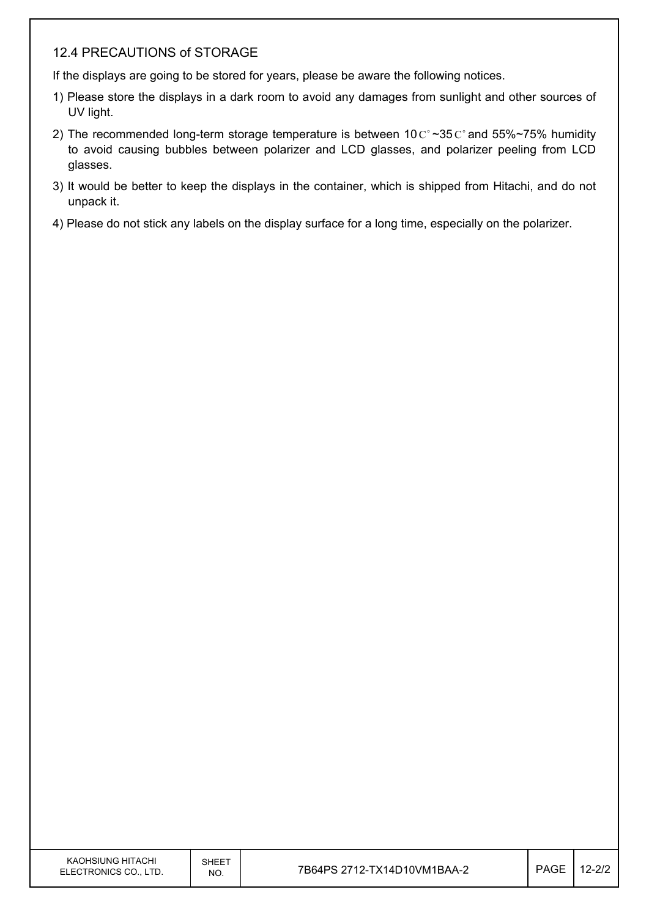## 12.4 PRECAUTIONS of STORAGE

If the displays are going to be stored for years, please be aware the following notices.

1) Please store the displays in a dark room to avoid any damages from sunlight and other sources of UV light.
2) The recommended long-term storage temperature is between 10C°~35C° and 55%~75% humidity to avoid causing bubbles between polarizer and LCD glasses, and polarizer peeling from LCD glasses.
3) It would be better to keep the displays in the container, which is shipped from Hitachi, and do not unpack it.
4) Please do not stick any labels on the display surface for a long time, especially on the polarizer.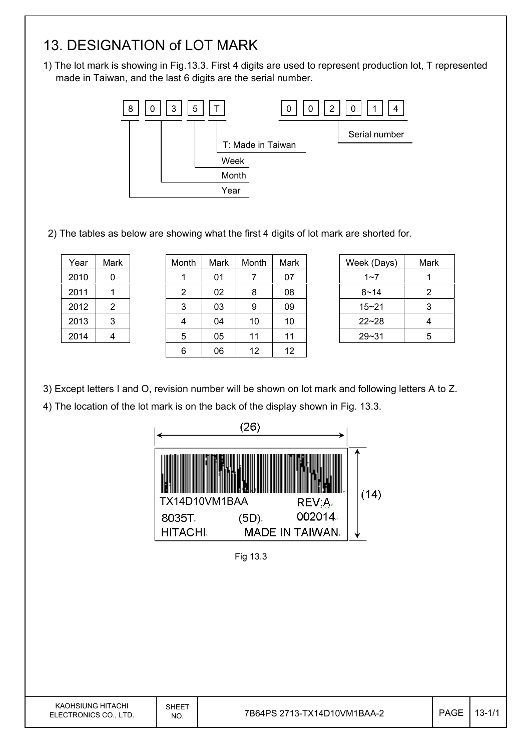# 13. DESIGNATION of LOT MARK

1) The lot mark is showing in Fig.13.3. First 4 digits are used to represent production lot, T represented made in Taiwan, and the last 6 digits are the serial number.

8 0 3 5 T     0 0 2 0 1 4

Serial number

T: Made in Taiwan

Week

Month

Year

2) The tables as below are showing what the first 4 digits of lot mark are shorted for.

| Year | Mark |
|---|---|
| 2010 | 0 |
| 2011 | 1 |
| 2012 | 2 |
| 2013 | 3 |
| 2014 | 4 |

| Month | Mark | Month | Mark |
|---|---|---|---|
| 1 | 01 | 7 | 07 |
| 2 | 02 | 8 | 08 |
| 3 | 03 | 9 | 09 |
| 4 | 04 | 10 | 10 |
| 5 | 05 | 11 | 11 |
| 6 | 06 | 12 | 12 |

| Week (Days) | Mark |
|---|---|
| 1~7 | 1 |
| 8~14 | 2 |
| 15~21 | 3 |
| 22~28 | 4 |
| 29~31 | 5 |

3) Except letters I and O, revision number will be shown on lot mark and following letters A to Z.

4) The location of the lot mark is on the back of the display shown in Fig. 13.3.

(26)

(14)

TX14D10VM1BAA REV:A

8035T (5D) 002014

HITACHI MADE IN TAIWAN

Fig 13.3